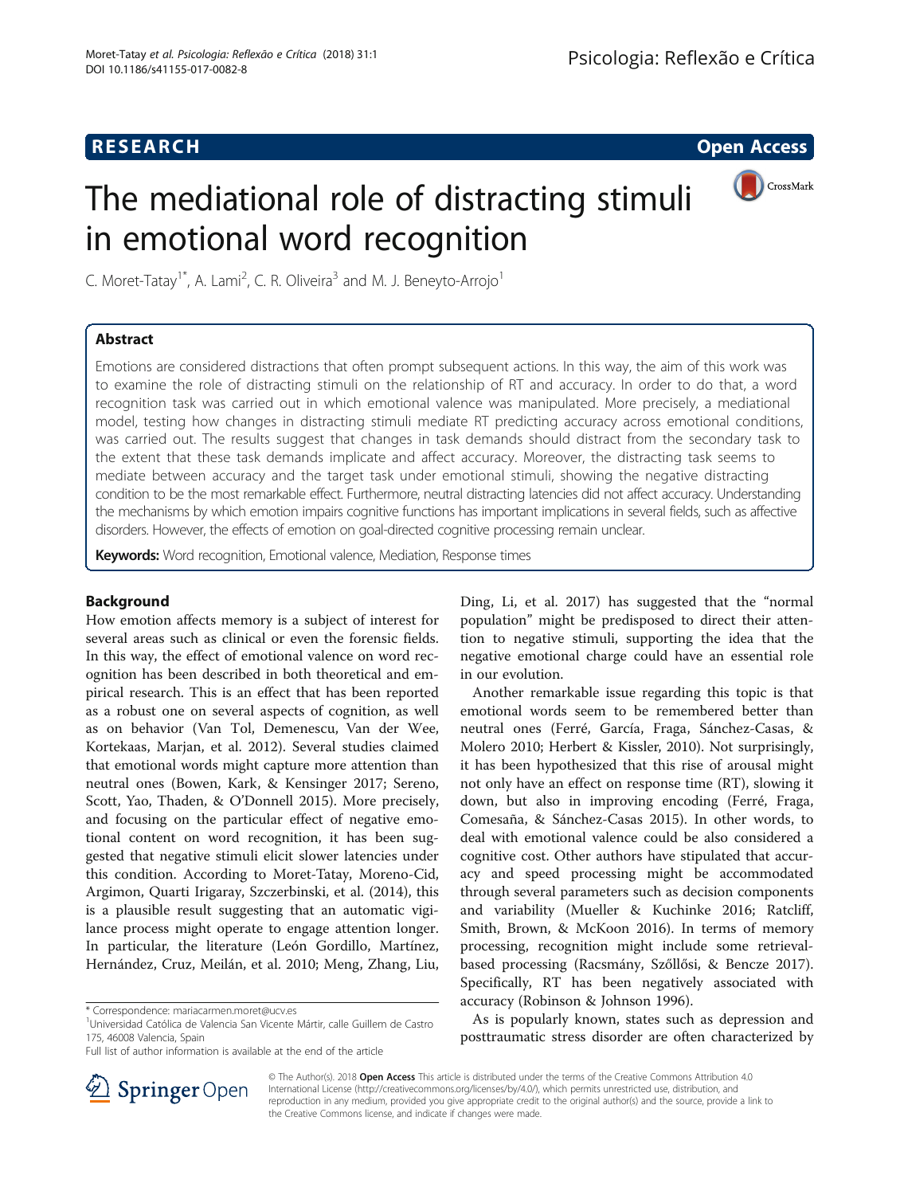**RESEARCH** **Open Access**

# The mediational role of distracting stimuli in emotional word recognition

C. Moret-Tatay[1*], A. Lami[2], C. R. Oliveira[3] and M. J. Beneyto-Arrojo[1]

## Abstract

Emotions are considered distractions that often prompt subsequent actions. In this way, the aim of this work was to examine the role of distracting stimuli on the relationship of RT and accuracy. In order to do that, a word recognition task was carried out in which emotional valence was manipulated. More precisely, a mediational model, testing how changes in distracting stimuli mediate RT predicting accuracy across emotional conditions, was carried out. The results suggest that changes in task demands should distract from the secondary task to the extent that these task demands implicate and affect accuracy. Moreover, the distracting task seems to mediate between accuracy and the target task under emotional stimuli, showing the negative distracting condition to be the most remarkable effect. Furthermore, neutral distracting latencies did not affect accuracy. Understanding the mechanisms by which emotion impairs cognitive functions has important implications in several fields, such as affective disorders. However, the effects of emotion on goal-directed cognitive processing remain unclear.

**Keywords:** Word recognition, Emotional valence, Mediation, Response times

## Background

How emotion affects memory is a subject of interest for several areas such as clinical or even the forensic fields. In this way, the effect of emotional valence on word recognition has been described in both theoretical and empirical research. This is an effect that has been reported as a robust one on several aspects of cognition, as well as on behavior (Van Tol, Demenescu, Van der Wee, Kortekaas, Marjan, et al. 2012). Several studies claimed that emotional words might capture more attention than neutral ones (Bowen, Kark, & Kensinger 2017; Sereno, Scott, Yao, Thaden, & O'Donnell 2015). More precisely, and focusing on the particular effect of negative emotional content on word recognition, it has been suggested that negative stimuli elicit slower latencies under this condition. According to Moret-Tatay, Moreno-Cid, Argimon, Quarti Irigaray, Szczerbinski, et al. (2014), this is a plausible result suggesting that an automatic vigilance process might operate to engage attention longer. In particular, the literature (León Gordillo, Martínez, Hernández, Cruz, Meilán, et al. 2010; Meng, Zhang, Liu, Ding, Li, et al. 2017) has suggested that the "normal population" might be predisposed to direct their attention to negative stimuli, supporting the idea that the negative emotional charge could have an essential role in our evolution.

Another remarkable issue regarding this topic is that emotional words seem to be remembered better than neutral ones (Ferré, García, Fraga, Sánchez-Casas, & Molero 2010; Herbert & Kissler, 2010). Not surprisingly, it has been hypothesized that this rise of arousal might not only have an effect on response time (RT), slowing it down, but also in improving encoding (Ferré, Fraga, Comesaña, & Sánchez-Casas 2015). In other words, to deal with emotional valence could be also considered a cognitive cost. Other authors have stipulated that accuracy and speed processing might be accommodated through several parameters such as decision components and variability (Mueller & Kuchinke 2016; Ratcliff, Smith, Brown, & McKoon 2016). In terms of memory processing, recognition might include some retrieval-based processing (Racsmány, Szőllősi, & Bencze 2017). Specifically, RT has been negatively associated with accuracy (Robinson & Johnson 1996).

As is popularly known, states such as depression and posttraumatic stress disorder are often characterized by

* Correspondence: mariacarmen.moret@ucv.es
[1]Universidad Católica de Valencia San Vicente Mártir, calle Guillem de Castro 175, 46008 Valencia, Spain
Full list of author information is available at the end of the article

© The Author(s). 2018 **Open Access** This article is distributed under the terms of the Creative Commons Attribution 4.0 International License (http://creativecommons.org/licenses/by/4.0/), which permits unrestricted use, distribution, and reproduction in any medium, provided you give appropriate credit to the original author(s) and the source, provide a link to the Creative Commons license, and indicate if changes were made.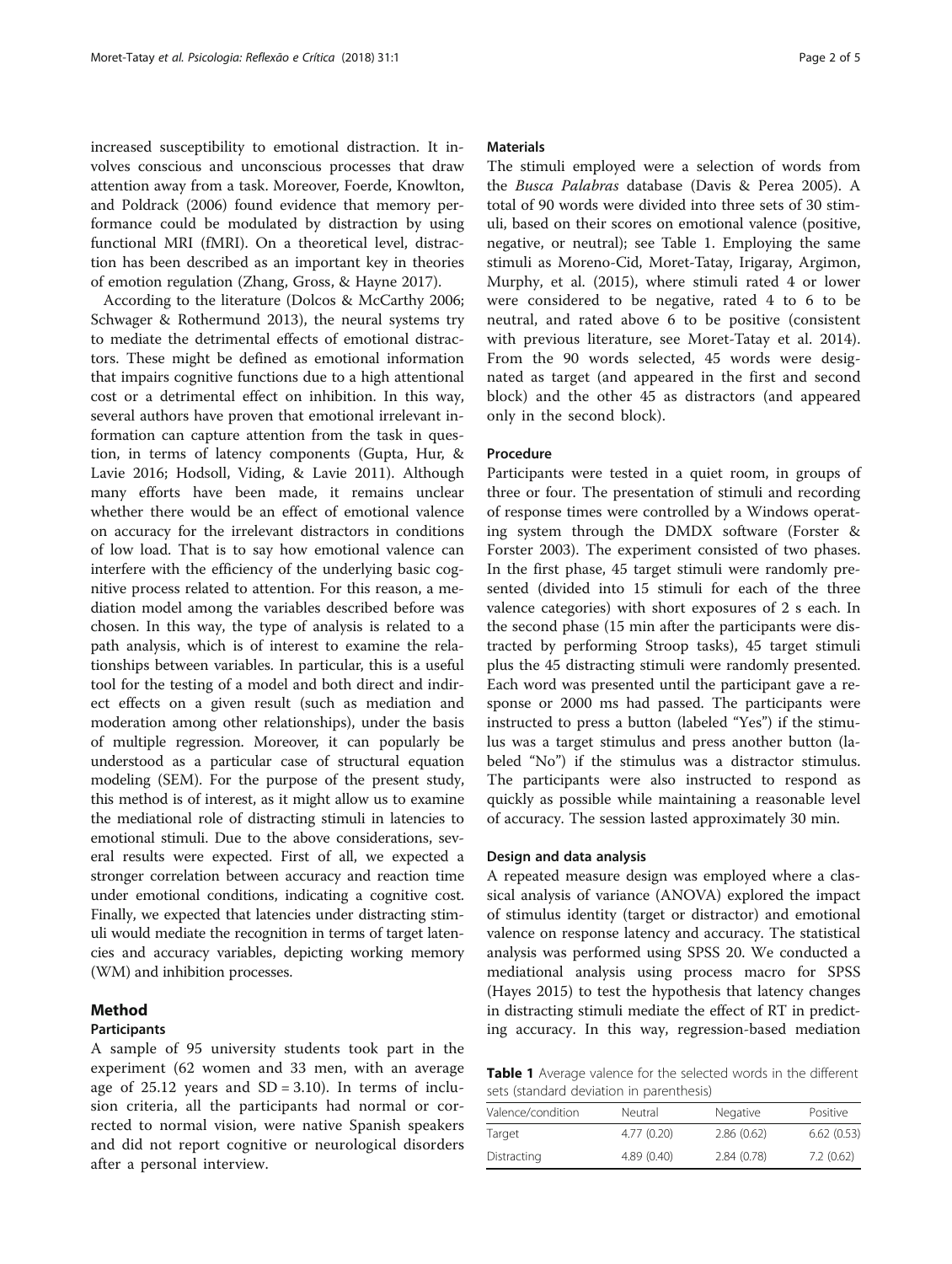increased susceptibility to emotional distraction. It involves conscious and unconscious processes that draw attention away from a task. Moreover, Foerde, Knowlton, and Poldrack (2006) found evidence that memory performance could be modulated by distraction by using functional MRI (fMRI). On a theoretical level, distraction has been described as an important key in theories of emotion regulation (Zhang, Gross, & Hayne 2017).

According to the literature (Dolcos & McCarthy 2006; Schwager & Rothermund 2013), the neural systems try to mediate the detrimental effects of emotional distractors. These might be defined as emotional information that impairs cognitive functions due to a high attentional cost or a detrimental effect on inhibition. In this way, several authors have proven that emotional irrelevant information can capture attention from the task in question, in terms of latency components (Gupta, Hur, & Lavie 2016; Hodsoll, Viding, & Lavie 2011). Although many efforts have been made, it remains unclear whether there would be an effect of emotional valence on accuracy for the irrelevant distractors in conditions of low load. That is to say how emotional valence can interfere with the efficiency of the underlying basic cognitive process related to attention. For this reason, a mediation model among the variables described before was chosen. In this way, the type of analysis is related to a path analysis, which is of interest to examine the relationships between variables. In particular, this is a useful tool for the testing of a model and both direct and indirect effects on a given result (such as mediation and moderation among other relationships), under the basis of multiple regression. Moreover, it can popularly be understood as a particular case of structural equation modeling (SEM). For the purpose of the present study, this method is of interest, as it might allow us to examine the mediational role of distracting stimuli in latencies to emotional stimuli. Due to the above considerations, several results were expected. First of all, we expected a stronger correlation between accuracy and reaction time under emotional conditions, indicating a cognitive cost. Finally, we expected that latencies under distracting stimuli would mediate the recognition in terms of target latencies and accuracy variables, depicting working memory (WM) and inhibition processes.

## Method

### Participants

A sample of 95 university students took part in the experiment (62 women and 33 men, with an average age of 25.12 years and SD = 3.10). In terms of inclusion criteria, all the participants had normal or corrected to normal vision, were native Spanish speakers and did not report cognitive or neurological disorders after a personal interview.

### Materials

The stimuli employed were a selection of words from the *Busca Palabras* database (Davis & Perea 2005). A total of 90 words were divided into three sets of 30 stimuli, based on their scores on emotional valence (positive, negative, or neutral); see Table 1. Employing the same stimuli as Moreno-Cid, Moret-Tatay, Irigaray, Argimon, Murphy, et al. (2015), where stimuli rated 4 or lower were considered to be negative, rated 4 to 6 to be neutral, and rated above 6 to be positive (consistent with previous literature, see Moret-Tatay et al. 2014). From the 90 words selected, 45 words were designated as target (and appeared in the first and second block) and the other 45 as distractors (and appeared only in the second block).

### Procedure

Participants were tested in a quiet room, in groups of three or four. The presentation of stimuli and recording of response times were controlled by a Windows operating system through the DMDX software (Forster & Forster 2003). The experiment consisted of two phases. In the first phase, 45 target stimuli were randomly presented (divided into 15 stimuli for each of the three valence categories) with short exposures of 2 s each. In the second phase (15 min after the participants were distracted by performing Stroop tasks), 45 target stimuli plus the 45 distracting stimuli were randomly presented. Each word was presented until the participant gave a response or 2000 ms had passed. The participants were instructed to press a button (labeled "Yes") if the stimulus was a target stimulus and press another button (labeled "No") if the stimulus was a distractor stimulus. The participants were also instructed to respond as quickly as possible while maintaining a reasonable level of accuracy. The session lasted approximately 30 min.

### Design and data analysis

A repeated measure design was employed where a classical analysis of variance (ANOVA) explored the impact of stimulus identity (target or distractor) and emotional valence on response latency and accuracy. The statistical analysis was performed using SPSS 20. We conducted a mediational analysis using process macro for SPSS (Hayes 2015) to test the hypothesis that latency changes in distracting stimuli mediate the effect of RT in predicting accuracy. In this way, regression-based mediation

**Table 1** Average valence for the selected words in the different sets (standard deviation in parenthesis)

| Valence/condition | Neutral | Negative | Positive |
|---|---|---|---|
| Target | 4.77 (0.20) | 2.86 (0.62) | 6.62 (0.53) |
| Distracting | 4.89 (0.40) | 2.84 (0.78) | 7.2 (0.62) |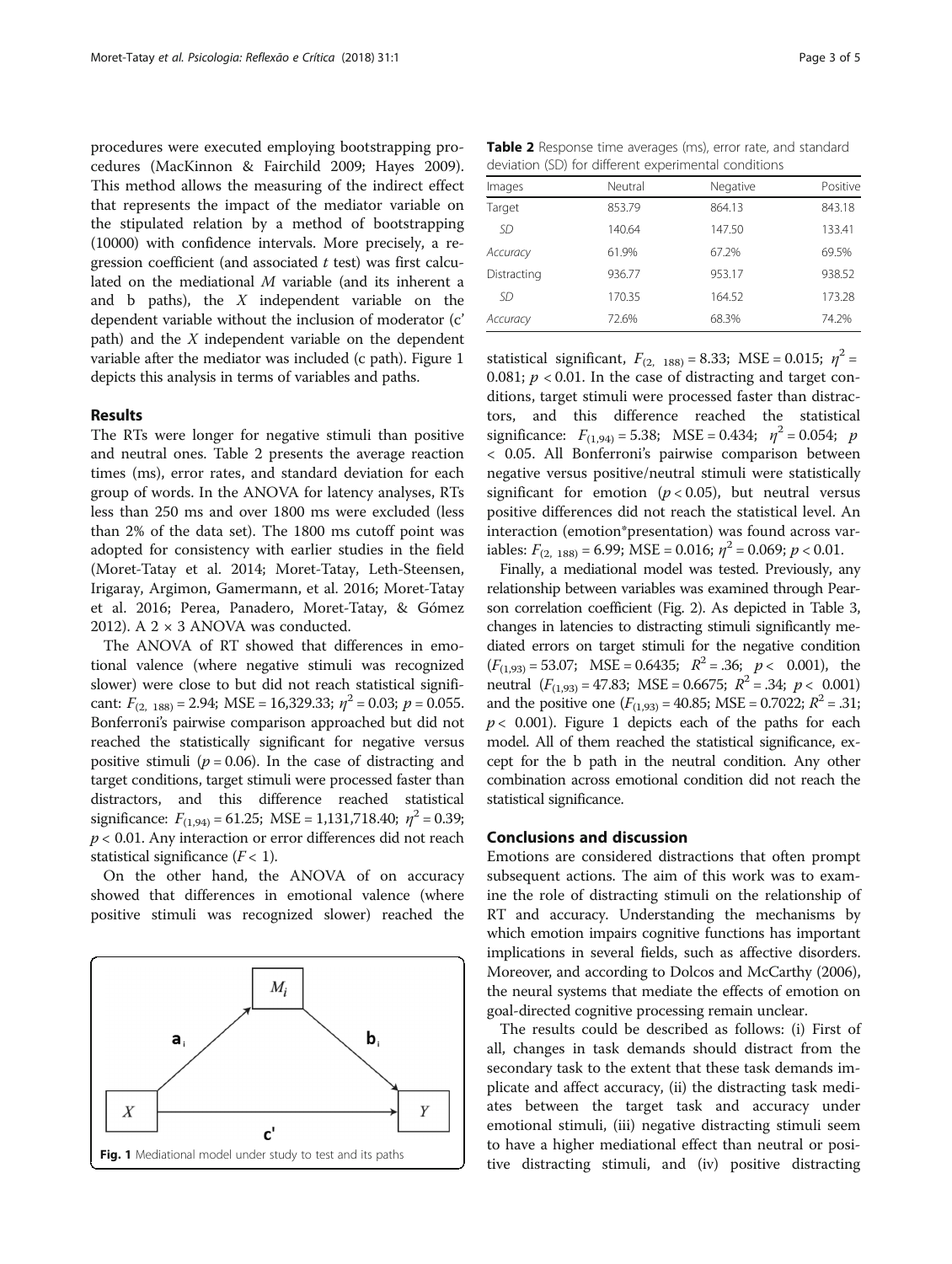procedures were executed employing bootstrapping procedures (MacKinnon & Fairchild 2009; Hayes 2009). This method allows the measuring of the indirect effect that represents the impact of the mediator variable on the stipulated relation by a method of bootstrapping (10000) with confidence intervals. More precisely, a regression coefficient (and associated $t$ test) was first calculated on the mediational $M$ variable (and its inherent a and b paths), the $X$ independent variable on the dependent variable without the inclusion of moderator (c' path) and the $X$ independent variable on the dependent variable after the mediator was included (c path). Figure 1 depicts this analysis in terms of variables and paths.

## Results

The RTs were longer for negative stimuli than positive and neutral ones. Table 2 presents the average reaction times (ms), error rates, and standard deviation for each group of words. In the ANOVA for latency analyses, RTs less than 250 ms and over 1800 ms were excluded (less than 2% of the data set). The 1800 ms cutoff point was adopted for consistency with earlier studies in the field (Moret-Tatay et al. 2014; Moret-Tatay, Leth-Steensen, Irigaray, Argimon, Gamermann, et al. 2016; Moret-Tatay et al. 2016; Perea, Panadero, Moret-Tatay, & Gómez 2012). A 2 × 3 ANOVA was conducted.

The ANOVA of RT showed that differences in emotional valence (where negative stimuli was recognized slower) were close to but did not reach statistical significant: $F_{(2,\ 188)} = 2.94$; MSE = 16,329.33; $\eta^2 = 0.03$; $p = 0.055$. Bonferroni's pairwise comparison approached but did not reached the statistically significant for negative versus positive stimuli ($p = 0.06$). In the case of distracting and target conditions, target stimuli were processed faster than distractors, and this difference reached statistical significance: $F_{(1,94)} = 61.25$; MSE = 1,131,718.40; $\eta^2 = 0.39$; $p < 0.01$. Any interaction or error differences did not reach statistical significance ($F < 1$).

On the other hand, the ANOVA of on accuracy showed that differences in emotional valence (where positive stimuli was recognized slower) reached the statistical significant, $F_{(2,\ 188)} = 8.33$; MSE = 0.015; $\eta^2 = 0.081$; $p < 0.01$. In the case of distracting and target conditions, target stimuli were processed faster than distractors, and this difference reached the statistical significance: $F_{(1,94)} = 5.38$; MSE = 0.434; $\eta^2 = 0.054$; $p < 0.05$. All Bonferroni's pairwise comparison between negative versus positive/neutral stimuli were statistically significant for emotion ($p < 0.05$), but neutral versus positive differences did not reach the statistical level. An interaction (emotion*presentation) was found across variables: $F_{(2,\ 188)} = 6.99$; MSE = 0.016; $\eta^2 = 0.069$; $p < 0.01$.

Finally, a mediational model was tested. Previously, any relationship between variables was examined through Pearson correlation coefficient (Fig. 2). As depicted in Table 3, changes in latencies to distracting stimuli significantly mediated errors on target stimuli for the negative condition ($F_{(1,93)} = 53.07$; MSE = 0.6435; $R^2 = .36$; $p < 0.001$), the neutral ($F_{(1,93)} = 47.83$; MSE = 0.6675; $R^2 = .34$; $p < 0.001$) and the positive one ($F_{(1,93)} = 40.85$; MSE = 0.7022; $R^2 = .31$; $p < 0.001$). Figure 1 depicts each of the paths for each model. All of them reached the statistical significance, except for the b path in the neutral condition. Any other combination across emotional condition did not reach the statistical significance.

**Table 2** Response time averages (ms), error rate, and standard deviation (SD) for different experimental conditions

| Images | Neutral | Negative | Positive |
|---|---|---|---|
| Target | 853.79 | 864.13 | 843.18 |
| *SD* | 140.64 | 147.50 | 133.41 |
| *Accuracy* | 61.9% | 67.2% | 69.5% |
| Distracting | 936.77 | 953.17 | 938.52 |
| *SD* | 170.35 | 164.52 | 173.28 |
| *Accuracy* | 72.6% | 68.3% | 74.2% |

Fig. 1 Mediational model under study to test and its paths

## Conclusions and discussion

Emotions are considered distractions that often prompt subsequent actions. The aim of this work was to examine the role of distracting stimuli on the relationship of RT and accuracy. Understanding the mechanisms by which emotion impairs cognitive functions has important implications in several fields, such as affective disorders. Moreover, and according to Dolcos and McCarthy (2006), the neural systems that mediate the effects of emotion on goal-directed cognitive processing remain unclear.

The results could be described as follows: (i) First of all, changes in task demands should distract from the secondary task to the extent that these task demands implicate and affect accuracy, (ii) the distracting task mediates between the target task and accuracy under emotional stimuli, (iii) negative distracting stimuli seem to have a higher mediational effect than neutral or positive distracting stimuli, and (iv) positive distracting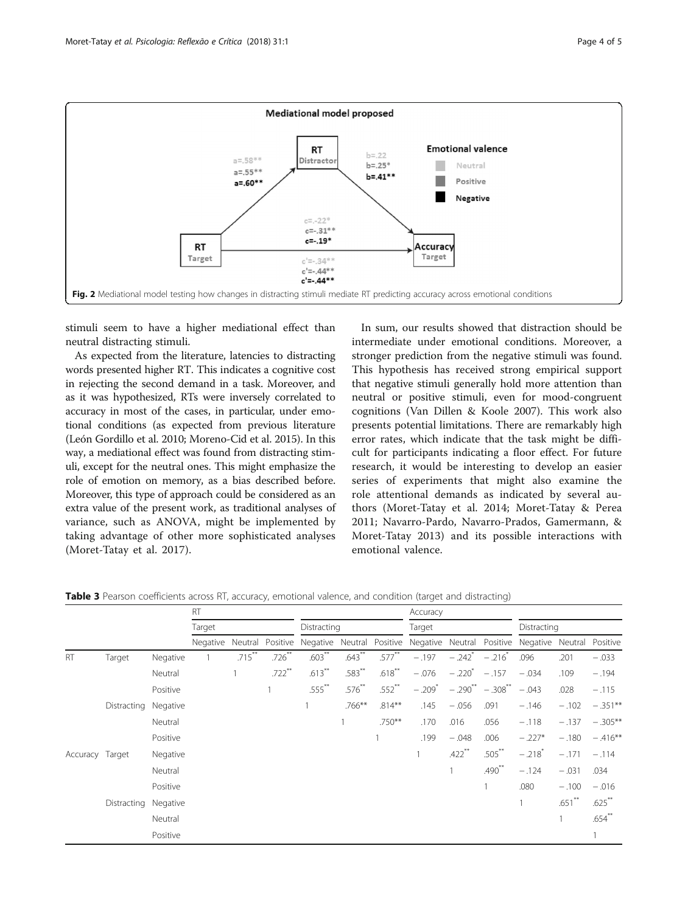Fig. 2 Mediational model testing how changes in distracting stimuli mediate RT predicting accuracy across emotional conditions

stimuli seem to have a higher mediational effect than neutral distracting stimuli.

As expected from the literature, latencies to distracting words presented higher RT. This indicates a cognitive cost in rejecting the second demand in a task. Moreover, and as it was hypothesized, RTs were inversely correlated to accuracy in most of the cases, in particular, under emotional conditions (as expected from previous literature (León Gordillo et al. 2010; Moreno-Cid et al. 2015). In this way, a mediational effect was found from distracting stimuli, except for the neutral ones. This might emphasize the role of emotion on memory, as a bias described before. Moreover, this type of approach could be considered as an extra value of the present work, as traditional analyses of variance, such as ANOVA, might be implemented by taking advantage of other more sophisticated analyses (Moret-Tatay et al. 2017).

In sum, our results showed that distraction should be intermediate under emotional conditions. Moreover, a stronger prediction from the negative stimuli was found. This hypothesis has received strong empirical support that negative stimuli generally hold more attention than neutral or positive stimuli, even for mood-congruent cognitions (Van Dillen & Koole 2007). This work also presents potential limitations. There are remarkably high error rates, which indicate that the task might be difficult for participants indicating a floor effect. For future research, it would be interesting to develop an easier series of experiments that might also examine the role attentional demands as indicated by several authors (Moret-Tatay et al. 2014; Moret-Tatay & Perea 2011; Navarro-Pardo, Navarro-Prados, Gamermann, & Moret-Tatay 2013) and its possible interactions with emotional valence.

**Table 3** Pearson coefficients across RT, accuracy, emotional valence, and condition (target and distracting)

| | | | RT | | | | | | Accuracy | | | | | |
|---|---|---|---|---|---|---|---|---|---|---|---|---|---|---|
| | | | Target | | | Distracting | | | Target | | | Distracting | | |
| | | | Negative | Neutral | Positive | Negative | Neutral | Positive | Negative | Neutral | Positive | Negative | Neutral | Positive |
| RT | Target | Negative | 1 | .715** | .726** | .603** | .643** | .577** | −.197 | −.242* | −.216* | .096 | .201 | −.033 |
| | | Neutral | | 1 | .722** | .613** | .583** | .618** | −.076 | −.220* | −.157 | −.034 | .109 | −.194 |
| | | Positive | | | 1 | .555** | .576** | .552** | −.209* | −.290** | −.308** | −.043 | .028 | −.115 |
| | Distracting | Negative | | | | 1 | .766** | .814** | .145 | −.056 | .091 | −.146 | −.102 | −.351** |
| | | Neutral | | | | | 1 | .750** | .170 | .016 | .056 | −.118 | −.137 | −.305** |
| | | Positive | | | | | | 1 | .199 | −.048 | .006 | −.227* | −.180 | −.416** |
| Accuracy | Target | Negative | | | | | | | 1 | .422** | .505** | −.218* | −.171 | −.114 |
| | | Neutral | | | | | | | | 1 | .490** | −.124 | −.031 | .034 |
| | | Positive | | | | | | | | | 1 | .080 | −.100 | −.016 |
| | Distracting | Negative | | | | | | | | | | 1 | .651** | .625** |
| | | Neutral | | | | | | | | | | | 1 | .654** |
| | | Positive | | | | | | | | | | | | 1 |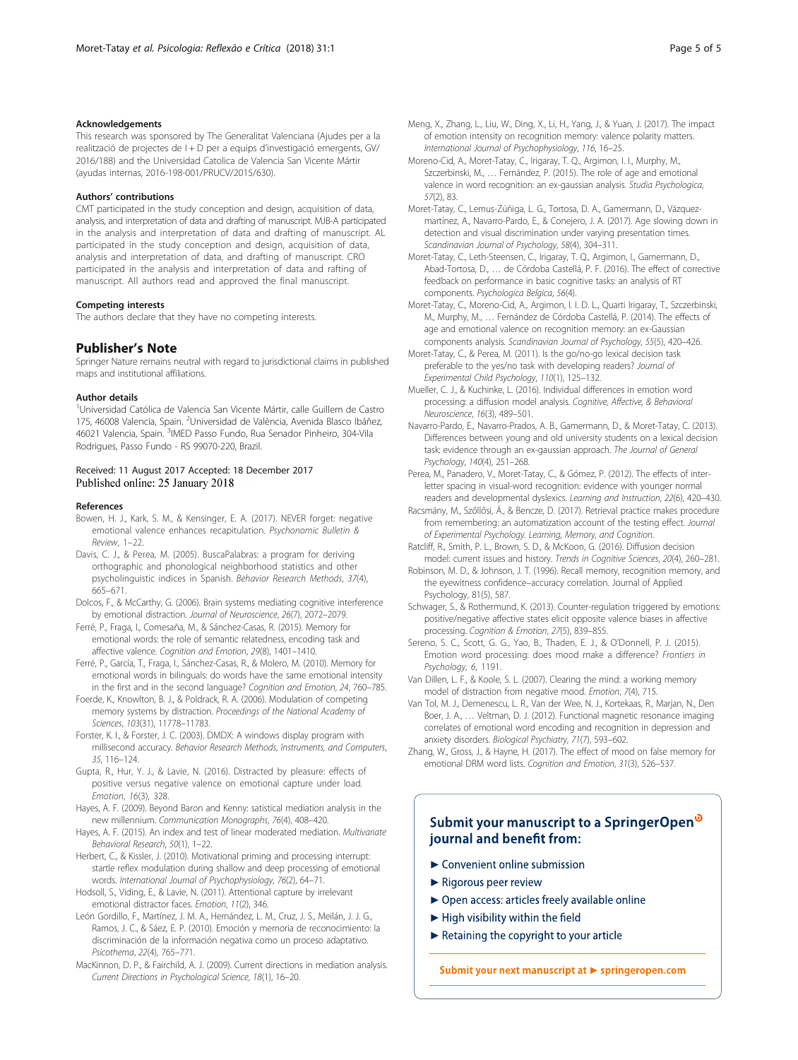#### Acknowledgements

This research was sponsored by The Generalitat Valenciana (Ajudes per a la realització de projectes de I + D per a equips d'investigació emergents, GV/2016/188) and the Universidad Catolica de Valencia San Vicente Mártir (ayudas internas, 2016-198-001/PRUCV/2015/630).

#### Authors' contributions

CMT participated in the study conception and design, acquisition of data, analysis, and interpretation of data and drafting of manuscript. MJB-A participated in the analysis and interpretation of data and drafting of manuscript. AL participated in the study conception and design, acquisition of data, analysis and interpretation of data, and drafting of manuscript. CRO participated in the analysis and interpretation of data and rafting of manuscript. All authors read and approved the final manuscript.

#### Competing interests

The authors declare that they have no competing interests.

### Publisher's Note

Springer Nature remains neutral with regard to jurisdictional claims in published maps and institutional affiliations.

#### Author details

[1]Universidad Católica de Valencia San Vicente Mártir, calle Guillem de Castro 175, 46008 Valencia, Spain. [2]Universidad de València, Avenida Blasco Ibáñez, 46021 Valencia, Spain. [3]IMED Passo Fundo, Rua Senador Pinheiro, 304-Vila Rodrigues, Passo Fundo - RS 99070-220, Brazil.

Received: 11 August 2017 Accepted: 18 December 2017
Published online: 25 January 2018

#### References

Bowen, H. J., Kark, S. M., & Kensinger, E. A. (2017). NEVER forget: negative emotional valence enhances recapitulation. *Psychonomic Bulletin & Review*, 1–22.

Davis, C. J., & Perea, M. (2005). BuscaPalabras: a program for deriving orthographic and phonological neighborhood statistics and other psycholinguistic indices in Spanish. *Behavior Research Methods*, *37*(4), 665–671.

Dolcos, F., & McCarthy, G. (2006). Brain systems mediating cognitive interference by emotional distraction. *Journal of Neuroscience*, *26*(7), 2072–2079.

Ferré, P., Fraga, I., Comesaña, M., & Sánchez-Casas, R. (2015). Memory for emotional words: the role of semantic relatedness, encoding task and affective valence. *Cognition and Emotion*, *29*(8), 1401–1410.

Ferré, P., García, T., Fraga, I., Sánchez-Casas, R., & Molero, M. (2010). Memory for emotional words in bilinguals: do words have the same emotional intensity in the first and in the second language? *Cognition and Emotion*, *24*, 760–785.

Foerde, K., Knowlton, B. J., & Poldrack, R. A. (2006). Modulation of competing memory systems by distraction. *Proceedings of the National Academy of Sciences*, *103*(31), 11778–11783.

Forster, K. I., & Forster, J. C. (2003). DMDX: A windows display program with millisecond accuracy. *Behavior Research Methods, Instruments, and Computers*, *35*, 116–124.

Gupta, R., Hur, Y. J., & Lavie, N. (2016). Distracted by pleasure: effects of positive versus negative valence on emotional capture under load. *Emotion*, *16*(3), 328.

Hayes, A. F. (2009). Beyond Baron and Kenny: satistical mediation analysis in the new millennium. *Communication Monographs*, *76*(4), 408–420.

Hayes, A. F. (2015). An index and test of linear moderated mediation. *Multivariate Behavioral Research*, *50*(1), 1–22.

Herbert, C., & Kissler, J. (2010). Motivational priming and processing interrupt: startle reflex modulation during shallow and deep processing of emotional words. *International Journal of Psychophysiology*, *76*(2), 64–71.

Hodsoll, S., Viding, E., & Lavie, N. (2011). Attentional capture by irrelevant emotional distractor faces. *Emotion*, *11*(2), 346.

León Gordillo, F., Martínez, J. M. A., Hernández, L. M., Cruz, J. S., Meilán, J. J. G., Ramos, J. C., & Sáez, E. P. (2010). Emoción y memoria de reconocimiento: la discriminación de la información negativa como un proceso adaptativo. *Psicothema*, *22*(4), 765–771.

MacKinnon, D. P., & Fairchild, A. J. (2009). Current directions in mediation analysis. *Current Directions in Psychological Science*, *18*(1), 16–20.

Meng, X., Zhang, L., Liu, W., Ding, X., Li, H., Yang, J., & Yuan, J. (2017). The impact of emotion intensity on recognition memory: valence polarity matters. *International Journal of Psychophysiology*, *116*, 16–25.

Moreno-Cid, A., Moret-Tatay, C., Irigaray, T. Q., Argimon, I. I., Murphy, M., Szczerbinski, M., … Fernández, P. (2015). The role of age and emotional valence in word recognition: an ex-gaussian analysis. *Studia Psychologica*, *57*(2), 83.

Moret-Tatay, C., Lemus-Zúñiga, L. G., Tortosa, D. A., Gamermann, D., Vázquez-martínez, A., Navarro-Pardo, E., & Conejero, J. A. (2017). Age slowing down in detection and visual discrimination under varying presentation times. *Scandinavian Journal of Psychology*, *58*(4), 304–311.

Moret-Tatay, C., Leth-Steensen, C., Irigaray, T. Q., Argimon, I., Gamermann, D., Abad-Tortosa, D., … de Córdoba Castellá, P. F. (2016). The effect of corrective feedback on performance in basic cognitive tasks: an analysis of RT components. *Psychologica Belgica*, *56*(4).

Moret-Tatay, C., Moreno-Cid, A., Argimon, I. I. D. L., Quarti Irigaray, T., Szczerbinski, M., Murphy, M., … Fernández de Córdoba Castellá, P. (2014). The effects of age and emotional valence on recognition memory: an ex-Gaussian components analysis. *Scandinavian Journal of Psychology*, *55*(5), 420–426.

Moret-Tatay, C., & Perea, M. (2011). Is the go/no-go lexical decision task preferable to the yes/no task with developing readers? *Journal of Experimental Child Psychology*, *110*(1), 125–132.

Mueller, C. J., & Kuchinke, L. (2016). Individual differences in emotion word processing: a diffusion model analysis. *Cognitive, Affective, & Behavioral Neuroscience*, *16*(3), 489–501.

Navarro-Pardo, E., Navarro-Prados, A. B., Gamermann, D., & Moret-Tatay, C. (2013). Differences between young and old university students on a lexical decision task: evidence through an ex-gaussian approach. *The Journal of General Psychology*, *140*(4), 251–268.

Perea, M., Panadero, V., Moret-Tatay, C., & Gómez, P. (2012). The effects of inter-letter spacing in visual-word recognition: evidence with younger normal readers and developmental dyslexics. *Learning and Instruction*, *22*(6), 420–430.

Racsmány, M., Szőllősi, Á., & Bencze, D. (2017). Retrieval practice makes procedure from remembering: an automatization account of the testing effect. *Journal of Experimental Psychology. Learning, Memory, and Cognition*.

Ratcliff, R., Smith, P. L., Brown, S. D., & McKoon, G. (2016). Diffusion decision model: current issues and history. *Trends in Cognitive Sciences*, *20*(4), 260–281.

Robinson, M. D., & Johnson, J. T. (1996). Recall memory, recognition memory, and the eyewitness confidence–accuracy correlation. Journal of Applied Psychology, 81(5), 587.

Schwager, S., & Rothermund, K. (2013). Counter-regulation triggered by emotions: positive/negative affective states elicit opposite valence biases in affective processing. *Cognition & Emotion*, *27*(5), 839–855.

Sereno, S. C., Scott, G. G., Yao, B., Thaden, E. J., & O'Donnell, P. J. (2015). Emotion word processing: does mood make a difference? *Frontiers in Psychology*, *6*, 1191.

Van Dillen, L. F., & Koole, S. L. (2007). Clearing the mind: a working memory model of distraction from negative mood. *Emotion*, *7*(4), 715.

Van Tol, M. J., Demenescu, L. R., Van der Wee, N. J., Kortekaas, R., Marjan, N., Den Boer, J. A., … Veltman, D. J. (2012). Functional magnetic resonance imaging correlates of emotional word encoding and recognition in depression and anxiety disorders. *Biological Psychiatry*, *71*(7), 593–602.

Zhang, W., Gross, J., & Hayne, H. (2017). The effect of mood on false memory for emotional DRM word lists. *Cognition and Emotion*, *31*(3), 526–537.